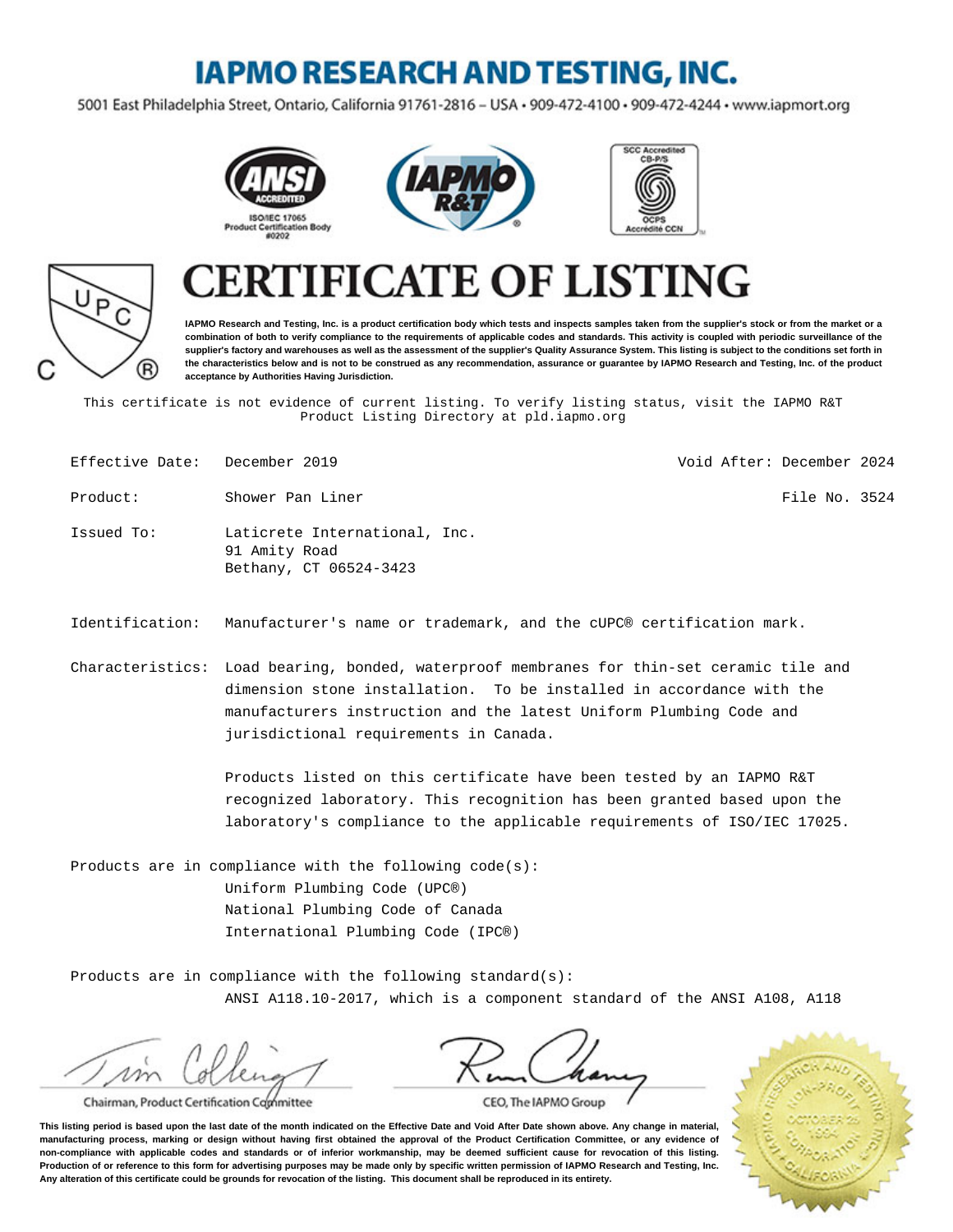# IAPMO RESEARCH AND TESTING, INC.

5001 East Philadelphia Street, Ontario, California 91761-2816 – USA • 909-472-4100 • 909-472-4244 • www.iapmort.org

ANSI ACCREDITED
ISO/IEC 17065
Product Certification Body
#0202

IAPMO R&T

SCC Accredited
CB-P/S
OCPS
Accrédité CCN

# CERTIFICATE OF LISTING

**IAPMO Research and Testing, Inc. is a product certification body which tests and inspects samples taken from the supplier's stock or from the market or a combination of both to verify compliance to the requirements of applicable codes and standards. This activity is coupled with periodic surveillance of the supplier's factory and warehouses as well as the assessment of the supplier's Quality Assurance System. This listing is subject to the conditions set forth in the characteristics below and is not to be construed as any recommendation, assurance or guarantee by IAPMO Research and Testing, Inc. of the product acceptance by Authorities Having Jurisdiction.**

This certificate is not evidence of current listing. To verify listing status, visit the IAPMO R&T Product Listing Directory at pld.iapmo.org

Effective Date: December 2019 — Void After: December 2024

Product: Shower Pan Liner — File No. 3524

Issued To: Laticrete International, Inc.
91 Amity Road
Bethany, CT 06524-3423

Identification: Manufacturer's name or trademark, and the cUPC® certification mark.

Characteristics: Load bearing, bonded, waterproof membranes for thin-set ceramic tile and dimension stone installation. To be installed in accordance with the manufacturers instruction and the latest Uniform Plumbing Code and jurisdictional requirements in Canada.

Products listed on this certificate have been tested by an IAPMO R&T recognized laboratory. This recognition has been granted based upon the laboratory's compliance to the applicable requirements of ISO/IEC 17025.

Products are in compliance with the following code(s):
- Uniform Plumbing Code (UPC®)
- National Plumbing Code of Canada
- International Plumbing Code (IPC®)

Products are in compliance with the following standard(s):
- ANSI A118.10-2017, which is a component standard of the ANSI A108, A118

Chairman, Product Certification Committee

CEO, The IAPMO Group

**This listing period is based upon the last date of the month indicated on the Effective Date and Void After Date shown above. Any change in material, manufacturing process, marking or design without having first obtained the approval of the Product Certification Committee, or any evidence of non-compliance with applicable codes and standards or of inferior workmanship, may be deemed sufficient cause for revocation of this listing. Production of or reference to this form for advertising purposes may be made only by specific written permission of IAPMO Research and Testing, Inc. Any alteration of this certificate could be grounds for revocation of the listing. This document shall be reproduced in its entirety.**

IAPMO Research and Testing, Inc. Non-Profit Corporation, October 25, 1994, California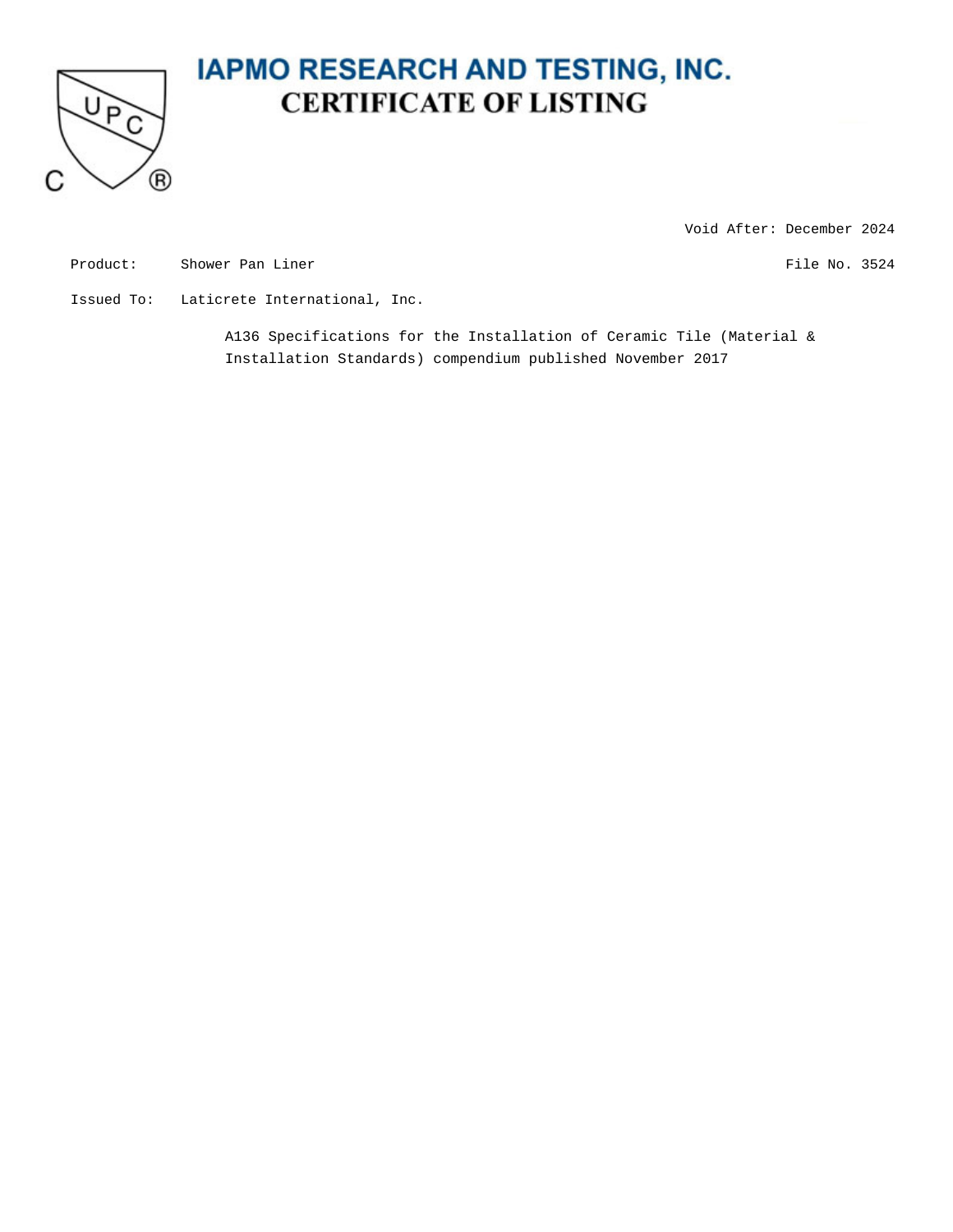# IAPMO RESEARCH AND TESTING, INC.

## CERTIFICATE OF LISTING

Void After: December 2024

Product: Shower Pan Liner

File No. 3524

Issued To: Laticrete International, Inc.

A136 Specifications for the Installation of Ceramic Tile (Material & Installation Standards) compendium published November 2017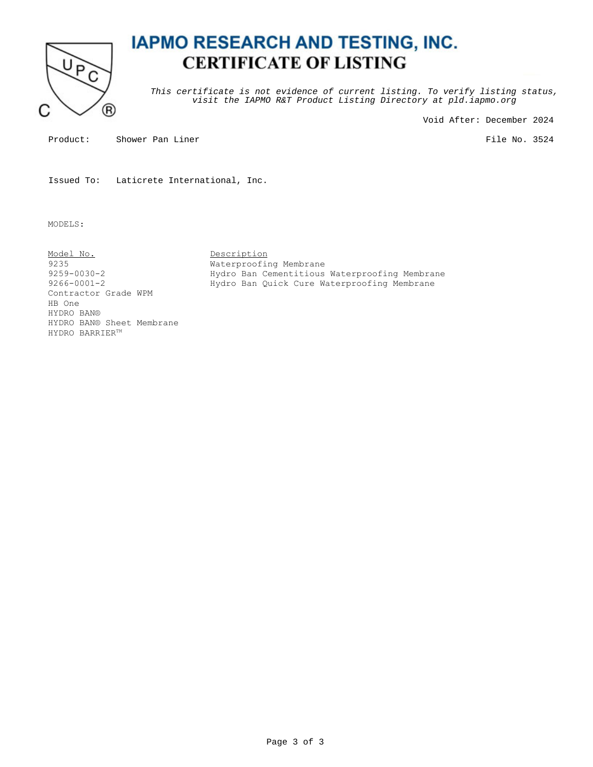# IAPMO RESEARCH AND TESTING, INC.

## CERTIFICATE OF LISTING

*This certificate is not evidence of current listing. To verify listing status, visit the IAPMO R&T Product Listing Directory at pld.iapmo.org*

Void After: December 2024

Product: Shower Pan Liner

File No. 3524

Issued To: Laticrete International, Inc.

MODELS:

| Model No. | Description |
|---|---|
| 9235 | Waterproofing Membrane |
| 9259-0030-2 | Hydro Ban Cementitious Waterproofing Membrane |
| 9266-0001-2 | Hydro Ban Quick Cure Waterproofing Membrane |
| Contractor Grade WPM | |
| HB One | |
| HYDRO BAN® | |
| HYDRO BAN® Sheet Membrane | |
| HYDRO BARRIER™ | |